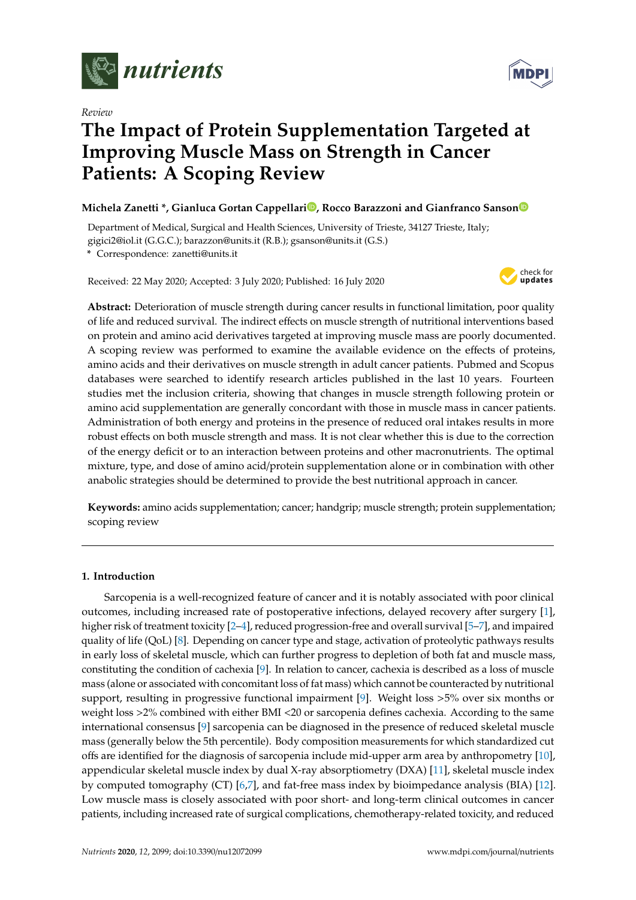*Review*

# The Impact of Protein Supplementation Targeted at Improving Muscle Mass on Strength in Cancer Patients: A Scoping Review

**Michela Zanetti \*, Gianluca Gortan Cappellari, Rocco Barazzoni and Gianfranco Sanson**

Department of Medical, Surgical and Health Sciences, University of Trieste, 34127 Trieste, Italy; gigici2@iol.it (G.G.C.); barazzon@units.it (R.B.); gsanson@units.it (G.S.)

\* Correspondence: zanetti@units.it

Received: 22 May 2020; Accepted: 3 July 2020; Published: 16 July 2020

**Abstract:** Deterioration of muscle strength during cancer results in functional limitation, poor quality of life and reduced survival. The indirect effects on muscle strength of nutritional interventions based on protein and amino acid derivatives targeted at improving muscle mass are poorly documented. A scoping review was performed to examine the available evidence on the effects of proteins, amino acids and their derivatives on muscle strength in adult cancer patients. Pubmed and Scopus databases were searched to identify research articles published in the last 10 years. Fourteen studies met the inclusion criteria, showing that changes in muscle strength following protein or amino acid supplementation are generally concordant with those in muscle mass in cancer patients. Administration of both energy and proteins in the presence of reduced oral intakes results in more robust effects on both muscle strength and mass. It is not clear whether this is due to the correction of the energy deficit or to an interaction between proteins and other macronutrients. The optimal mixture, type, and dose of amino acid/protein supplementation alone or in combination with other anabolic strategies should be determined to provide the best nutritional approach in cancer.

**Keywords:** amino acids supplementation; cancer; handgrip; muscle strength; protein supplementation; scoping review

## 1. Introduction

Sarcopenia is a well-recognized feature of cancer and it is notably associated with poor clinical outcomes, including increased rate of postoperative infections, delayed recovery after surgery [1], higher risk of treatment toxicity [2–4], reduced progression-free and overall survival [5–7], and impaired quality of life (QoL) [8]. Depending on cancer type and stage, activation of proteolytic pathways results in early loss of skeletal muscle, which can further progress to depletion of both fat and muscle mass, constituting the condition of cachexia [9]. In relation to cancer, cachexia is described as a loss of muscle mass (alone or associated with concomitant loss of fat mass) which cannot be counteracted by nutritional support, resulting in progressive functional impairment [9]. Weight loss >5% over six months or weight loss >2% combined with either BMI <20 or sarcopenia defines cachexia. According to the same international consensus [9] sarcopenia can be diagnosed in the presence of reduced skeletal muscle mass (generally below the 5th percentile). Body composition measurements for which standardized cut offs are identified for the diagnosis of sarcopenia include mid-upper arm area by anthropometry [10], appendicular skeletal muscle index by dual X-ray absorptiometry (DXA) [11], skeletal muscle index by computed tomography (CT) [6,7], and fat-free mass index by bioimpedance analysis (BIA) [12]. Low muscle mass is closely associated with poor short- and long-term clinical outcomes in cancer patients, including increased rate of surgical complications, chemotherapy-related toxicity, and reduced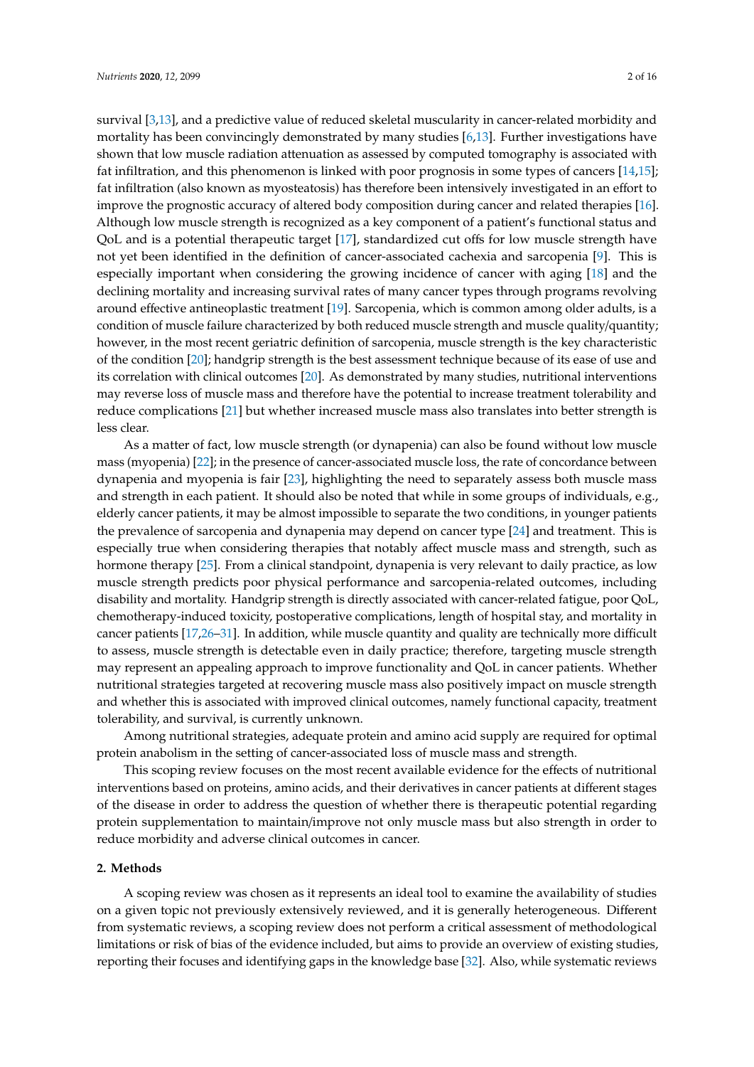survival [3,13], and a predictive value of reduced skeletal muscularity in cancer-related morbidity and mortality has been convincingly demonstrated by many studies [6,13]. Further investigations have shown that low muscle radiation attenuation as assessed by computed tomography is associated with fat infiltration, and this phenomenon is linked with poor prognosis in some types of cancers [14,15]; fat infiltration (also known as myosteatosis) has therefore been intensively investigated in an effort to improve the prognostic accuracy of altered body composition during cancer and related therapies [16]. Although low muscle strength is recognized as a key component of a patient's functional status and QoL and is a potential therapeutic target [17], standardized cut offs for low muscle strength have not yet been identified in the definition of cancer-associated cachexia and sarcopenia [9]. This is especially important when considering the growing incidence of cancer with aging [18] and the declining mortality and increasing survival rates of many cancer types through programs revolving around effective antineoplastic treatment [19]. Sarcopenia, which is common among older adults, is a condition of muscle failure characterized by both reduced muscle strength and muscle quality/quantity; however, in the most recent geriatric definition of sarcopenia, muscle strength is the key characteristic of the condition [20]; handgrip strength is the best assessment technique because of its ease of use and its correlation with clinical outcomes [20]. As demonstrated by many studies, nutritional interventions may reverse loss of muscle mass and therefore have the potential to increase treatment tolerability and reduce complications [21] but whether increased muscle mass also translates into better strength is less clear.

As a matter of fact, low muscle strength (or dynapenia) can also be found without low muscle mass (myopenia) [22]; in the presence of cancer-associated muscle loss, the rate of concordance between dynapenia and myopenia is fair [23], highlighting the need to separately assess both muscle mass and strength in each patient. It should also be noted that while in some groups of individuals, e.g., elderly cancer patients, it may be almost impossible to separate the two conditions, in younger patients the prevalence of sarcopenia and dynapenia may depend on cancer type [24] and treatment. This is especially true when considering therapies that notably affect muscle mass and strength, such as hormone therapy [25]. From a clinical standpoint, dynapenia is very relevant to daily practice, as low muscle strength predicts poor physical performance and sarcopenia-related outcomes, including disability and mortality. Handgrip strength is directly associated with cancer-related fatigue, poor QoL, chemotherapy-induced toxicity, postoperative complications, length of hospital stay, and mortality in cancer patients [17,26–31]. In addition, while muscle quantity and quality are technically more difficult to assess, muscle strength is detectable even in daily practice; therefore, targeting muscle strength may represent an appealing approach to improve functionality and QoL in cancer patients. Whether nutritional strategies targeted at recovering muscle mass also positively impact on muscle strength and whether this is associated with improved clinical outcomes, namely functional capacity, treatment tolerability, and survival, is currently unknown.

Among nutritional strategies, adequate protein and amino acid supply are required for optimal protein anabolism in the setting of cancer-associated loss of muscle mass and strength.

This scoping review focuses on the most recent available evidence for the effects of nutritional interventions based on proteins, amino acids, and their derivatives in cancer patients at different stages of the disease in order to address the question of whether there is therapeutic potential regarding protein supplementation to maintain/improve not only muscle mass but also strength in order to reduce morbidity and adverse clinical outcomes in cancer.

## 2. Methods

A scoping review was chosen as it represents an ideal tool to examine the availability of studies on a given topic not previously extensively reviewed, and it is generally heterogeneous. Different from systematic reviews, a scoping review does not perform a critical assessment of methodological limitations or risk of bias of the evidence included, but aims to provide an overview of existing studies, reporting their focuses and identifying gaps in the knowledge base [32]. Also, while systematic reviews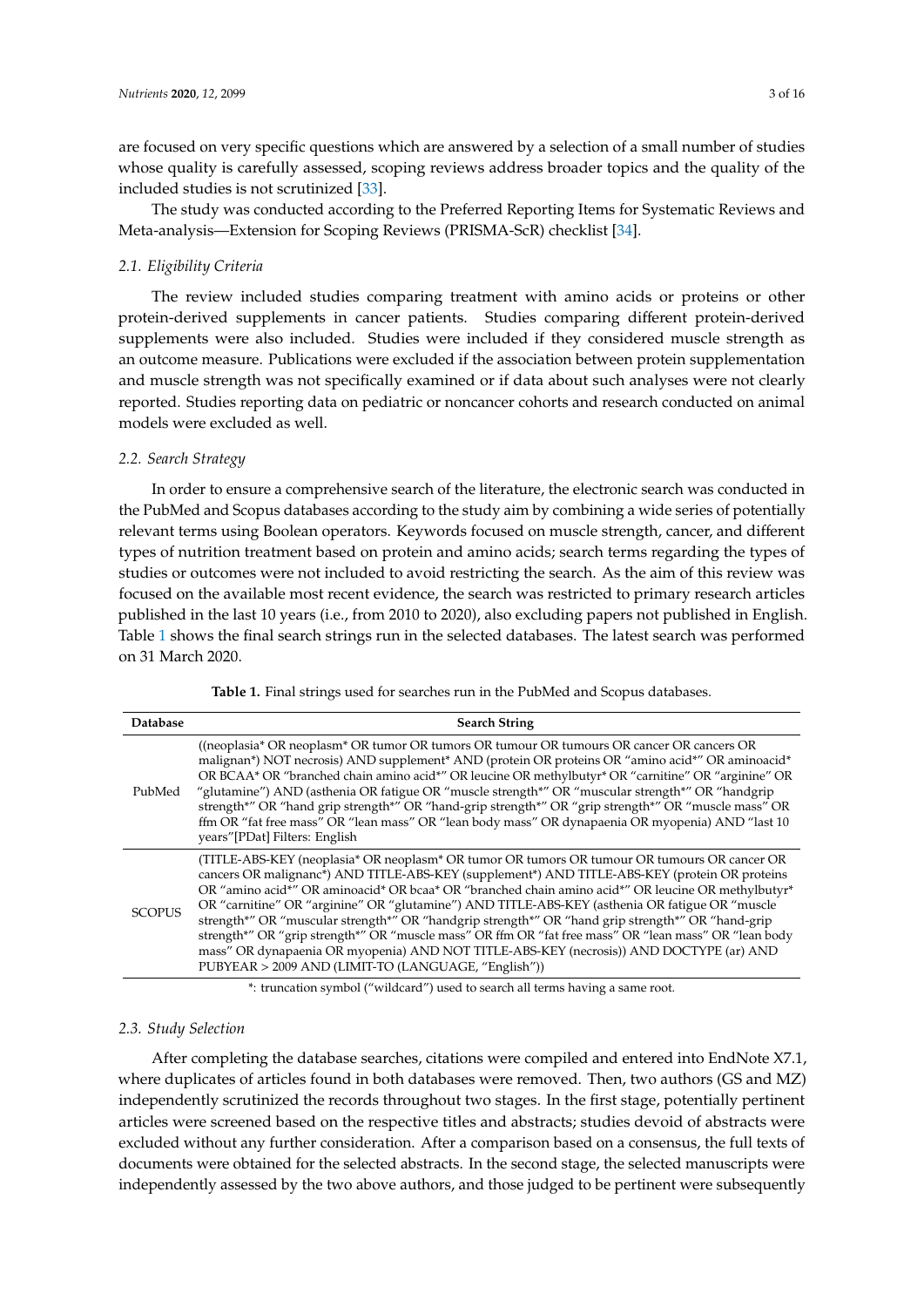are focused on very specific questions which are answered by a selection of a small number of studies whose quality is carefully assessed, scoping reviews address broader topics and the quality of the included studies is not scrutinized [33].

The study was conducted according to the Preferred Reporting Items for Systematic Reviews and Meta-analysis—Extension for Scoping Reviews (PRISMA-ScR) checklist [34].

### *2.1. Eligibility Criteria*

The review included studies comparing treatment with amino acids or proteins or other protein-derived supplements in cancer patients. Studies comparing different protein-derived supplements were also included. Studies were included if they considered muscle strength as an outcome measure. Publications were excluded if the association between protein supplementation and muscle strength was not specifically examined or if data about such analyses were not clearly reported. Studies reporting data on pediatric or noncancer cohorts and research conducted on animal models were excluded as well.

### *2.2. Search Strategy*

In order to ensure a comprehensive search of the literature, the electronic search was conducted in the PubMed and Scopus databases according to the study aim by combining a wide series of potentially relevant terms using Boolean operators. Keywords focused on muscle strength, cancer, and different types of nutrition treatment based on protein and amino acids; search terms regarding the types of studies or outcomes were not included to avoid restricting the search. As the aim of this review was focused on the available most recent evidence, the search was restricted to primary research articles published in the last 10 years (i.e., from 2010 to 2020), also excluding papers not published in English. Table 1 shows the final search strings run in the selected databases. The latest search was performed on 31 March 2020.

**Table 1.** Final strings used for searches run in the PubMed and Scopus databases.

| Database | Search String |
|---|---|
| PubMed | ((neoplasia* OR neoplasm* OR tumor OR tumors OR tumour OR tumours OR cancer OR cancers OR malignan*) NOT necrosis) AND supplement* AND (protein OR proteins OR "amino acid*" OR aminoacid* OR BCAA* OR "branched chain amino acid*" OR leucine OR methylbutyr* OR "carnitine" OR "arginine" OR "glutamine") AND (asthenia OR fatigue OR "muscle strength*" OR "muscular strength*" OR "handgrip strength*" OR "hand grip strength*" OR "hand-grip strength*" OR "grip strength*" OR "muscle mass" OR ffm OR "fat free mass" OR "lean mass" OR "lean body mass" OR dynapaenia OR myopenia) AND "last 10 years"[PDat] Filters: English |
| SCOPUS | (TITLE-ABS-KEY (neoplasia* OR neoplasm* OR tumor OR tumors OR tumour OR tumours OR cancer OR cancers OR malignanc*) AND TITLE-ABS-KEY (supplement*) AND TITLE-ABS-KEY (protein OR proteins OR "amino acid*" OR aminoacid* OR bcaa* OR "branched chain amino acid*" OR leucine OR methylbutyr* OR "carnitine" OR "arginine" OR "glutamine") AND TITLE-ABS-KEY (asthenia OR fatigue OR "muscle strength*" OR "muscular strength*" OR "handgrip strength*" OR "hand grip strength*" OR "hand-grip strength*" OR "grip strength*" OR "muscle mass" OR ffm OR "fat free mass" OR "lean mass" OR "lean body mass" OR dynapaenia OR myopenia) AND NOT TITLE-ABS-KEY (necrosis)) AND DOCTYPE (ar) AND PUBYEAR > 2009 AND (LIMIT-TO (LANGUAGE, "English")) |

*: truncation symbol ("wildcard") used to search all terms having a same root.

### *2.3. Study Selection*

After completing the database searches, citations were compiled and entered into EndNote X7.1, where duplicates of records found in both databases were removed. Then, two authors (GS and MZ) independently scrutinized the records throughout two stages. In the first stage, potentially pertinent articles were screened based on the respective titles and abstracts; studies devoid of abstracts were excluded without any further consideration. After a comparison based on a consensus, the full texts of documents were obtained for the selected abstracts. In the second stage, the selected manuscripts were independently assessed by the two above authors, and those judged to be pertinent were subsequently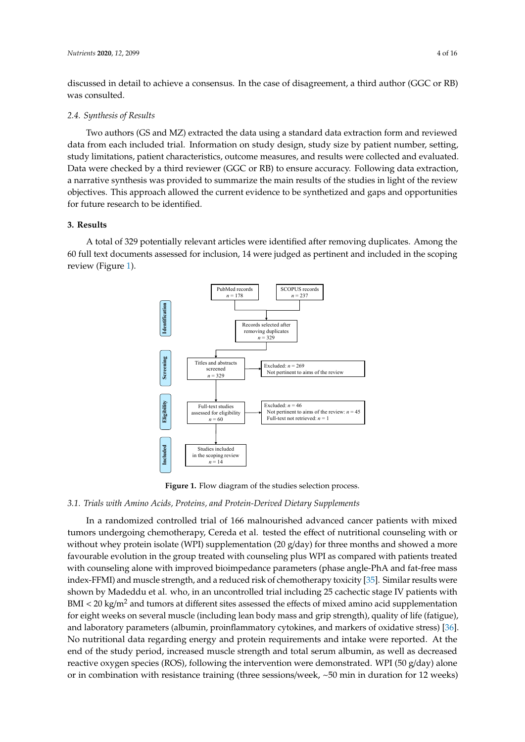discussed in detail to achieve a consensus. In the case of disagreement, a third author (GGC or RB) was consulted.

### 2.4. Synthesis of Results

Two authors (GS and MZ) extracted the data using a standard data extraction form and reviewed data from each included trial. Information on study design, study size by patient number, setting, study limitations, patient characteristics, outcome measures, and results were collected and evaluated. Data were checked by a third reviewer (GGC or RB) to ensure accuracy. Following data extraction, a narrative synthesis was provided to summarize the main results of the studies in light of the review objectives. This approach allowed the current evidence to be synthetized and gaps and opportunities for future research to be identified.

## 3. Results

A total of 329 potentially relevant articles were identified after removing duplicates. Among the 60 full text documents assessed for inclusion, 14 were judged as pertinent and included in the scoping review (Figure 1).

Identification: PubMed records $n = 178$; SCOPUS records $n = 237$ → Records selected after removing duplicates $n = 329$

Screening: Titles and abstracts screened $n = 329$ → Excluded: $n = 269$ Not pertinent to aims of the review

Eligibility: Full-text studies assessed for eligibility $n = 60$ → Excluded: $n = 46$ Not pertinent to aims of the review: $n = 45$ Full-text not retrieved: $n = 1$

Included: Studies included in the scoping review $n = 14$

**Figure 1.** Flow diagram of the studies selection process.

### 3.1. Trials with Amino Acids, Proteins, and Protein-Derived Dietary Supplements

In a randomized controlled trial of 166 malnourished advanced cancer patients with mixed tumors undergoing chemotherapy, Cereda et al. tested the effect of nutritional counseling with or without whey protein isolate (WPI) supplementation (20 g/day) for three months and showed a more favourable evolution in the group treated with counseling plus WPI as compared with patients treated with counseling alone with improved bioimpedance parameters (phase angle-PhA and fat-free mass index-FFMI) and muscle strength, and a reduced risk of chemotherapy toxicity [35]. Similar results were shown by Madeddu et al. who, in an uncontrolled trial including 25 cachectic stage IV patients with BMI < 20 kg/m$^2$ and tumors at different sites assessed the effects of mixed amino acid supplementation for eight weeks on several muscle (including lean body mass and grip strength), quality of life (fatigue), and laboratory parameters (albumin, proinflammatory cytokines, and markers of oxidative stress) [36]. No nutritional data regarding energy and protein requirements and intake were reported. At the end of the study period, increased muscle strength and total serum albumin, as well as decreased reactive oxygen species (ROS), following the intervention were demonstrated. WPI (50 g/day) alone or in combination with resistance training (three sessions/week, ~50 min in duration for 12 weeks)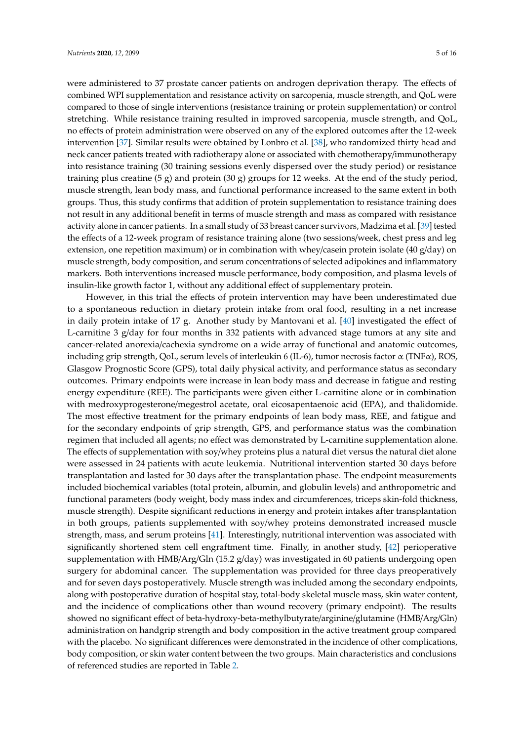were administered to 37 prostate cancer patients on androgen deprivation therapy. The effects of combined WPI supplementation and resistance activity on sarcopenia, muscle strength, and QoL were compared to those of single interventions (resistance training or protein supplementation) or control stretching. While resistance training resulted in improved sarcopenia, muscle strength, and QoL, no effects of protein administration were observed on any of the explored outcomes after the 12-week intervention [37]. Similar results were obtained by Lonbro et al. [38], who randomized thirty head and neck cancer patients treated with radiotherapy alone or associated with chemotherapy/immunotherapy into resistance training (30 training sessions evenly dispersed over the study period) or resistance training plus creatine (5 g) and protein (30 g) groups for 12 weeks. At the end of the study period, muscle strength, lean body mass, and functional performance increased to the same extent in both groups. Thus, this study confirms that addition of protein supplementation to resistance training does not result in any additional benefit in terms of muscle strength and mass as compared with resistance activity alone in cancer patients. In a small study of 33 breast cancer survivors, Madzima et al. [39] tested the effects of a 12-week program of resistance training alone (two sessions/week, chest press and leg extension, one repetition maximum) or in combination with whey/casein protein isolate (40 g/day) on muscle strength, body composition, and serum concentrations of selected adipokines and inflammatory markers. Both interventions increased muscle performance, body composition, and plasma levels of insulin-like growth factor 1, without any additional effect of supplementary protein.

However, in this trial the effects of protein intervention may have been underestimated due to a spontaneous reduction in dietary protein intake from oral food, resulting in a net increase in daily protein intake of 17 g. Another study by Mantovani et al. [40] investigated the effect of L-carnitine 3 g/day for four months in 332 patients with advanced stage tumors at any site and cancer-related anorexia/cachexia syndrome on a wide array of functional and anatomic outcomes, including grip strength, QoL, serum levels of interleukin 6 (IL-6), tumor necrosis factor α (TNFα), ROS, Glasgow Prognostic Score (GPS), total daily physical activity, and performance status as secondary outcomes. Primary endpoints were increase in lean body mass and decrease in fatigue and resting energy expenditure (REE). The participants were given either L-carnitine alone or in combination with medroxyprogesterone/megestrol acetate, oral eicosapentaenoic acid (EPA), and thalidomide. The most effective treatment for the primary endpoints of lean body mass, REE, and fatigue and for the secondary endpoints of grip strength, GPS, and performance status was the combination regimen that included all agents; no effect was demonstrated by L-carnitine supplementation alone. The effects of supplementation with soy/whey proteins plus a natural diet versus the natural diet alone were assessed in 24 patients with acute leukemia. Nutritional intervention started 30 days before transplantation and lasted for 30 days after the transplantation phase. The endpoint measurements included biochemical variables (total protein, albumin, and globulin levels) and anthropometric and functional parameters (body weight, body mass index and circumferences, triceps skin-fold thickness, muscle strength). Despite significant reductions in energy and protein intakes after transplantation in both groups, patients supplemented with soy/whey proteins demonstrated increased muscle strength, mass, and serum proteins [41]. Interestingly, nutritional intervention was associated with significantly shortened stem cell engraftment time. Finally, in another study, [42] perioperative supplementation with HMB/Arg/Gln (15.2 g/day) was investigated in 60 patients undergoing open surgery for abdominal cancer. The supplementation was provided for three days preoperatively and for seven days postoperatively. Muscle strength was included among the secondary endpoints, along with postoperative duration of hospital stay, total-body skeletal muscle mass, skin water content, and the incidence of complications other than wound recovery (primary endpoint). The results showed no significant effect of beta-hydroxy-beta-methylbutyrate/arginine/glutamine (HMB/Arg/Gln) administration on handgrip strength and body composition in the active treatment group compared with the placebo. No significant differences were demonstrated in the incidence of other complications, body composition, or skin water content between the two groups. Main characteristics and conclusions of referenced studies are reported in Table 2.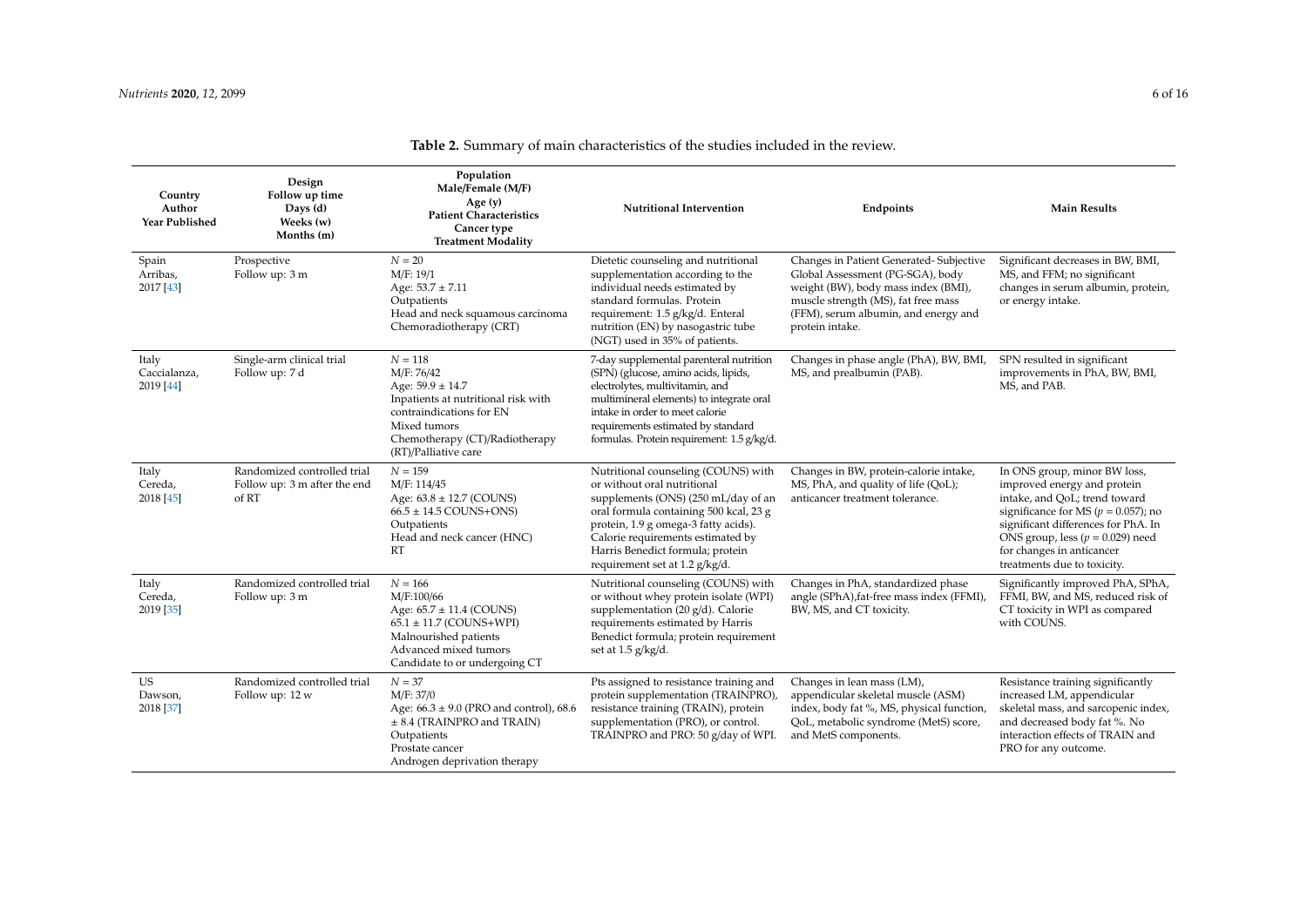**Table 2.** Summary of main characteristics of the studies included in the review.

| Country Author Year Published | Design Follow up time Days (d) Weeks (w) Months (m) | Population Male/Female (M/F) Age (y) Patient Characteristics Cancer type Treatment Modality | Nutritional Intervention | Endpoints | Main Results |
|---|---|---|---|---|---|
| Spain Arribas, 2017 [43] | Prospective Follow up: 3 m | $N = 20$ M/F: 19/1 Age: 53.7 ± 7.11 Outpatients Head and neck squamous carcinoma Chemoradiotherapy (CRT) | Dietetic counseling and nutritional supplementation according to the individual needs estimated by standard formulas. Protein requirement: 1.5 g/kg/d. Enteral nutrition (EN) by nasogastric tube (NGT) used in 35% of patients. | Changes in Patient Generated- Subjective Global Assessment (PG-SGA), body weight (BW), body mass index (BMI), muscle strength (MS), fat free mass (FFM), serum albumin, and energy and protein intake. | Significant decreases in BW, BMI, MS, and FFM; no significant changes in serum albumin, protein, or energy intake. |
| Italy Caccialanza, 2019 [44] | Single-arm clinical trial Follow up: 7 d | $N = 118$ M/F: 76/42 Age: 59.9 ± 14.7 Inpatients at nutritional risk with contraindications for EN Mixed tumors Chemotherapy (CT)/Radiotherapy (RT)/Palliative care | 7-day supplemental parenteral nutrition (SPN) (glucose, amino acids, lipids, electrolytes, multivitamin, and multimineral elements) to integrate oral intake in order to meet calorie requirements estimated by standard formulas. Protein requirement: 1.5 g/kg/d. | Changes in phase angle (PhA), BW, BMI, MS, and prealbumin (PAB). | SPN resulted in significant improvements in PhA, BW, BMI, MS, and PAB. |
| Italy Cereda, 2018 [45] | Randomized controlled trial Follow up: 3 m after the end of RT | $N = 159$ M/F: 114/45 Age: 63.8 ± 12.7 (COUNS) 66.5 ± 14.5 COUNS+ONS) Outpatients Head and neck cancer (HNC) RT | Nutritional counseling (COUNS) with or without oral nutritional supplements (ONS) (250 mL/day of an oral formula containing 500 kcal, 23 g protein, 1.9 g omega-3 fatty acids). Calorie requirements estimated by Harris Benedict formula; protein requirement set at 1.2 g/kg/d. | Changes in BW, protein-calorie intake, MS, PhA, and quality of life (QoL); anticancer treatment tolerance. | In ONS group, minor BW loss, improved energy and protein intake, and QoL; trend toward significance for MS ($p = 0.057$); no significant differences for PhA. In ONS group, less ($p = 0.029$) need for changes in anticancer treatments due to toxicity. |
| Italy Cereda, 2019 [35] | Randomized controlled trial Follow up: 3 m | $N = 166$ M/F:100/66 Age: 65.7 ± 11.4 (COUNS) 65.1 ± 11.7 (COUNS+WPI) Malnourished patients Advanced mixed tumors Candidate to or undergoing CT | Nutritional counseling (COUNS) with or without whey protein isolate (WPI) supplementation (20 g/d). Calorie requirements estimated by Harris Benedict formula; protein requirement set at 1.5 g/kg/d. | Changes in PhA, standardized phase angle (SPhA),fat-free mass index (FFMI), BW, MS, and CT toxicity. | Significantly improved PhA, SPhA, FFMI, BW, and MS, reduced risk of CT toxicity in WPI as compared with COUNS. |
| US Dawson, 2018 [37] | Randomized controlled trial Follow up: 12 w | $N = 37$ M/F: 37/0 Age: 66.3 ± 9.0 (PRO and control), 68.6 ± 8.4 (TRAINPRO and TRAIN) Outpatients Prostate cancer Androgen deprivation therapy | Pts assigned to resistance training and protein supplementation (TRAINPRO), resistance training (TRAIN), protein supplementation (PRO), or control. TRAINPRO and PRO: 50 g/day of WPI. | Changes in lean mass (LM), appendicular skeletal muscle (ASM) index, body fat %, MS, physical function, QoL, metabolic syndrome (MetS) score, and MetS components. | Resistance training significantly increased LM, appendicular skeletal mass, and sarcopenic index, and decreased body fat %. No interaction effects of TRAIN and PRO for any outcome. |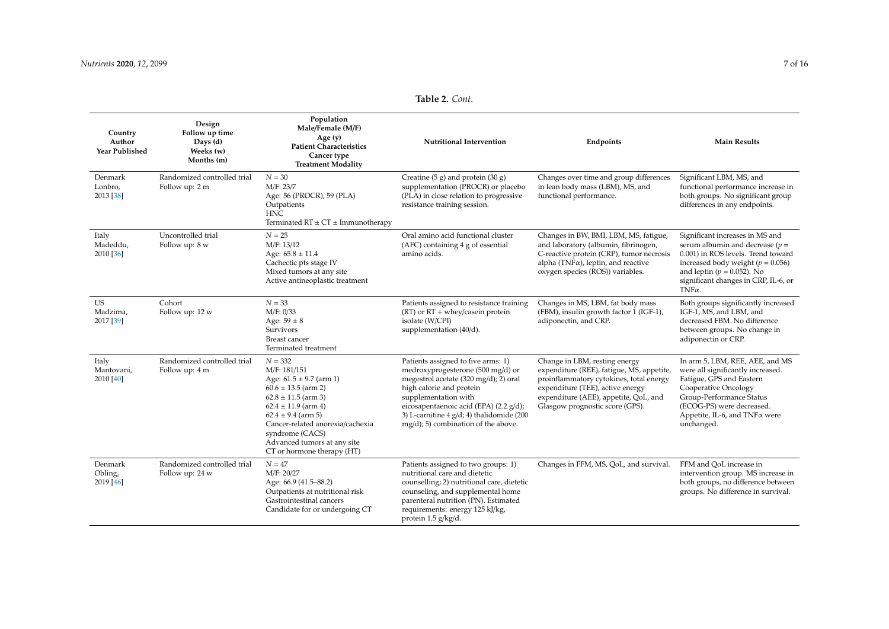**Table 2.** *Cont.*

| Country Author Year Published | Design Follow up time Days (d) Weeks (w) Months (m) | Population Male/Female (M/F) Age (y) Patient Characteristics Cancer type Treatment Modality | Nutritional Intervention | Endpoints | Main Results |
|---|---|---|---|---|---|
| Denmark Lonbro, 2013 [38] | Randomized controlled trial Follow up: 2 m | *N* = 30 M/F: 23/7 Age: 56 (PROCR), 59 (PLA) Outpatients HNC Terminated RT ± CT ± Immunotherapy | Creatine (5 g) and protein (30 g) supplementation (PROCR) or placebo (PLA) in close relation to progressive resistance training session. | Changes over time and group differences in lean body mass (LBM), MS, and functional performance. | Significant LBM, MS, and functional performance increase in both groups. No significant group differences in any endpoints. |
| Italy Madeddu, 2010 [36] | Uncontrolled trial Follow up: 8 w | *N* = 25 M/F: 13/12 Age: 65.8 ± 11.4 Cachectic pts stage IV Mixed tumors at any site Active antineoplastic treatment | Oral amino acid functional cluster (AFC) containing 4 g of essential amino acids. | Changes in BW, BMI, LBM, MS, fatigue, and laboratory (albumin, fibrinogen, C-reactive protein (CRP), tumor necrosis alpha (TNFα), leptin, and reactive oxygen species (ROS)) variables. | Significant increases in MS and serum albumin and decrease ($p$ = 0.001) in ROS levels. Trend toward increased body weight ($p$ = 0.056) and leptin ($p$ = 0.052). No significant changes in CRP, IL-6, or TNFα. |
| US Madzima, 2017 [39] | Cohort Follow up: 12 w | *N* = 33 M/F: 0/33 Age: 59 ± 8 Survivors Breast cancer Terminated treatment | Patients assigned to resistance training (RT) or RT + whey/casein protein isolate (W/CPI) supplementation (40/d). | Changes in MS, LBM, fat body mass (FBM), insulin growth factor 1 (IGF-1), adiponectin, and CRP. | Both groups significantly increased IGF-1, MS, and LBM, and decreased FBM. No difference between groups. No change in adiponectin or CRP. |
| Italy Mantovani, 2010 [40] | Randomized controlled trial Follow up: 4 m | *N* = 332 M/F: 181/151 Age: 61.5 ± 9.7 (arm 1) 60.6 ± 13.5 (arm 2) 62.8 ± 11.5 (arm 3) 62.4 ± 11.9 (arm 4) 62.4 ± 9.4 (arm 5) Cancer-related anorexia/cachexia syndrome (CACS) Advanced tumors at any site CT or hormone therapy (HT) | Patients assigned to five arms: 1) medroxyprogesterone (500 mg/d) or megestrol acetate (320 mg/d); 2) oral high calorie and protein supplementation with eicosapentaenoic acid (EPA) (2.2 g/d); 3) L-carnitine 4 g/d; 4) thalidomide (200 mg/d); 5) combination of the above. | Change in LBM, resting energy expenditure (REE), fatigue, MS, appetite, proinflammatory cytokines, total energy expenditure (TEE), active energy expenditure (AEE), appetite, QoL, and Glasgow prognostic score (GPS). | In arm 5, LBM, REE, AEE, and MS were all significantly increased. Fatigue, GPS and Eastern Cooperative Oncology Group-Performance Status (ECOG-PS) were decreased. Appetite, IL-6, and TNFα were unchanged. |
| Denmark Obling, 2019 [46] | Randomized controlled trial Follow up: 24 w | *N* = 47 M/F: 20/27 Age: 66.9 (41.5–88.2) Outpatients at nutritional risk Gastrointestinal cancers Candidate for or undergoing CT | Patients assigned to two groups: 1) nutritional care and dietetic counselling; 2) nutritional care, dietetic counseling, and supplemental home parenteral nutrition (PN). Estimated requirements: energy 125 kJ/kg, protein 1.5 g/kg/d. | Changes in FFM, MS, QoL, and survival. | FFM and QoL increase in intervention group. MS increase in both groups, no difference between groups. No difference in survival. |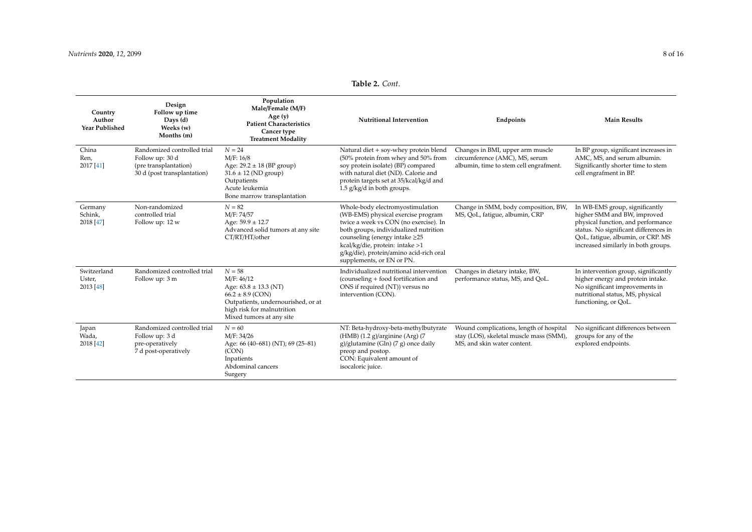**Table 2.** *Cont.*

| Country Author Year Published | Design Follow up time Days (d) Weeks (w) Months (m) | Population Male/Female (M/F) Age (y) Patient Characteristics Cancer type Treatment Modality | Nutritional Intervention | Endpoints | Main Results |
|---|---|---|---|---|---|
| China Ren, 2017 [41] | Randomized controlled trial Follow up: 30 d (pre transplantation) 30 d (post transplantation) | $N = 24$ M/F: 16/8 Age: 29.2 ± 18 (BP group) 31.6 ± 12 (ND group) Outpatients Acute leukemia Bone marrow transplantation | Natural diet + soy-whey protein blend (50% protein from whey and 50% from soy protein isolate) (BP) compared with natural diet (ND). Calorie and protein targets set at 35/kcal/kg/d and 1.5 g/kg/d in both groups. | Changes in BMI, upper arm muscle circumference (AMC), MS, serum albumin, time to stem cell engrafment. | In BP group, significant increases in AMC, MS, and serum albumin. Significantly shorter time to stem cell engrafment in BP. |
| Germany Schink, 2018 [47] | Non-randomized controlled trial Follow up: 12 w | $N = 82$ M/F: 74/57 Age: 59.9 ± 12.7 Advanced solid tumors at any site CT/RT/HT/other | Whole-body electromyostimulation (WB-EMS) physical exercise program twice a week vs CON (no exercise). In both groups, individualized nutrition counseling (energy intake ≥25 kcal/kg/die, protein: intake >1 g/kg/die), protein/amino acid-rich oral supplements, or EN or PN. | Change in SMM, body composition, BW, MS, QoL, fatigue, albumin, CRP | In WB-EMS group, significantly higher SMM and BW, improved physical function, and performance status. No significant differences in QoL, fatigue, albumin, or CRP. MS increased similarly in both groups. |
| Switzerland Uster, 2013 [48] | Randomized controlled trial Follow up: 3 m | $N = 58$ M/F: 46/12 Age: 63.8 ± 13.3 (NT) 66.2 ± 8.9 (CON) Outpatients, undernourished, or at high risk for malnutrition Mixed tumors at any site | Individualized nutritional intervention (counseling + food fortification and ONS if required (NT)) versus no intervention (CON). | Changes in dietary intake, BW, performance status, MS, and QoL. | In intervention group, significantly higher energy and protein intake. No significant improvements in nutritional status, MS, physical functioning, or QoL. |
| Japan Wada, 2018 [42] | Randomized controlled trial Follow up: 3 d pre-operatively 7 d post-operatively | $N = 60$ M/F: 34/26 Age: 66 (40–681) (NT); 69 (25–81) (CON) Inpatients Abdominal cancers Surgery | NT: Beta-hydroxy-beta-methylbutyrate (HMB) (1.2 g)/arginine (Arg) (7 g)/glutamine (Gln) (7 g) once daily preop and postop. CON: Equivalent amount of isocaloric juice. | Wound complications, length of hospital stay (LOS), skeletal muscle mass (SMM), MS, and skin water content. | No significant differences between groups for any of the explored endpoints. |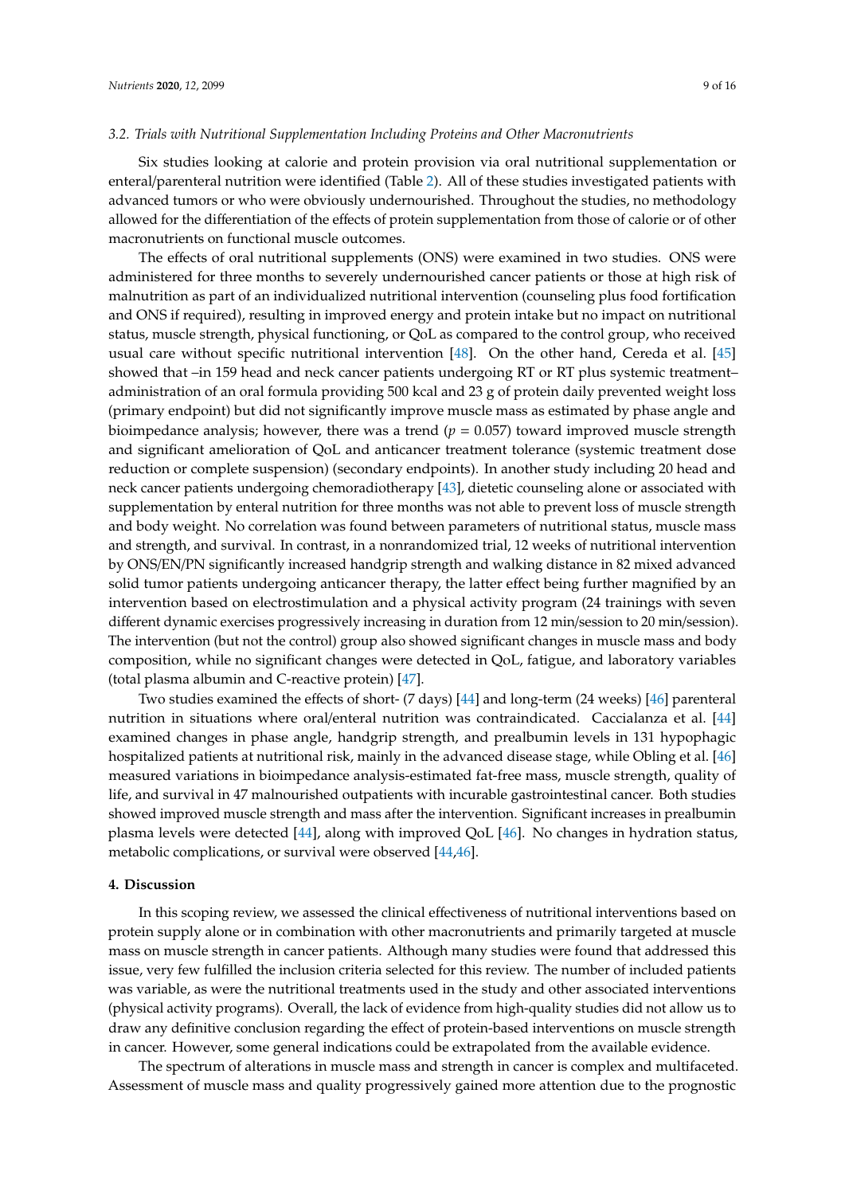### 3.2. Trials with Nutritional Supplementation Including Proteins and Other Macronutrients

Six studies looking at calorie and protein provision via oral nutritional supplementation or enteral/parenteral nutrition were identified (Table 2). All of these studies investigated patients with advanced tumors or who were obviously undernourished. Throughout the studies, no methodology allowed for the differentiation of the effects of protein supplementation from those of calorie or of other macronutrients on functional muscle outcomes.

The effects of oral nutritional supplements (ONS) were examined in two studies. ONS were administered for three months to severely undernourished cancer patients or those at high risk of malnutrition as part of an individualized nutritional intervention (counseling plus food fortification and ONS if required), resulting in improved energy and protein intake but no impact on nutritional status, muscle strength, physical functioning, or QoL as compared to the control group, who received usual care without specific nutritional intervention [48]. On the other hand, Cereda et al. [45] showed that –in 159 head and neck cancer patients undergoing RT or RT plus systemic treatment– administration of an oral formula providing 500 kcal and 23 g of protein daily prevented weight loss (primary endpoint) but did not significantly improve muscle mass as estimated by phase angle and bioimpedance analysis; however, there was a trend ($p = 0.057$) toward improved muscle strength and significant amelioration of QoL and anticancer treatment tolerance (systemic treatment dose reduction or complete suspension) (secondary endpoints). In another study including 20 head and neck cancer patients undergoing chemoradiotherapy [43], dietetic counseling alone or associated with supplementation by enteral nutrition for three months was not able to prevent loss of muscle strength and body weight. No correlation was found between parameters of nutritional status, muscle mass and strength, and survival. In contrast, in a nonrandomized trial, 12 weeks of nutritional intervention by ONS/EN/PN significantly increased handgrip strength and walking distance in 82 mixed advanced solid tumor patients undergoing anticancer therapy, the latter effect being further magnified by an intervention based on electrostimulation and a physical activity program (24 trainings with seven different dynamic exercises progressively increasing in duration from 12 min/session to 20 min/session). The intervention (but not the control) group also showed significant changes in muscle mass and body composition, while no significant changes were detected in QoL, fatigue, and laboratory variables (total plasma albumin and C-reactive protein) [47].

Two studies examined the effects of short- (7 days) [44] and long-term (24 weeks) [46] parenteral nutrition in situations where oral/enteral nutrition was contraindicated. Caccialanza et al. [44] examined changes in phase angle, handgrip strength, and prealbumin levels in 131 hypophagic hospitalized patients at nutritional risk, mainly in the advanced disease stage, while Obling et al. [46] measured variations in bioimpedance analysis-estimated fat-free mass, muscle strength, quality of life, and survival in 47 malnourished outpatients with incurable gastrointestinal cancer. Both studies showed improved muscle strength and mass after the intervention. Significant increases in prealbumin plasma levels were detected [44], along with improved QoL [46]. No changes in hydration status, metabolic complications, or survival were observed [44,46].

## 4. Discussion

In this scoping review, we assessed the clinical effectiveness of nutritional interventions based on protein supply alone or in combination with other macronutrients and primarily targeted at muscle mass on muscle strength in cancer patients. Although many studies were found that addressed this issue, very few fulfilled the inclusion criteria selected for this review. The number of included patients was variable, as were the nutritional treatments used in the study and other associated interventions (physical activity programs). Overall, the lack of evidence from high-quality studies did not allow us to draw any definitive conclusion regarding the effect of protein-based interventions on muscle strength in cancer. However, some general indications could be extrapolated from the available evidence.

The spectrum of alterations in muscle mass and strength in cancer is complex and multifaceted. Assessment of muscle mass and quality progressively gained more attention due to the prognostic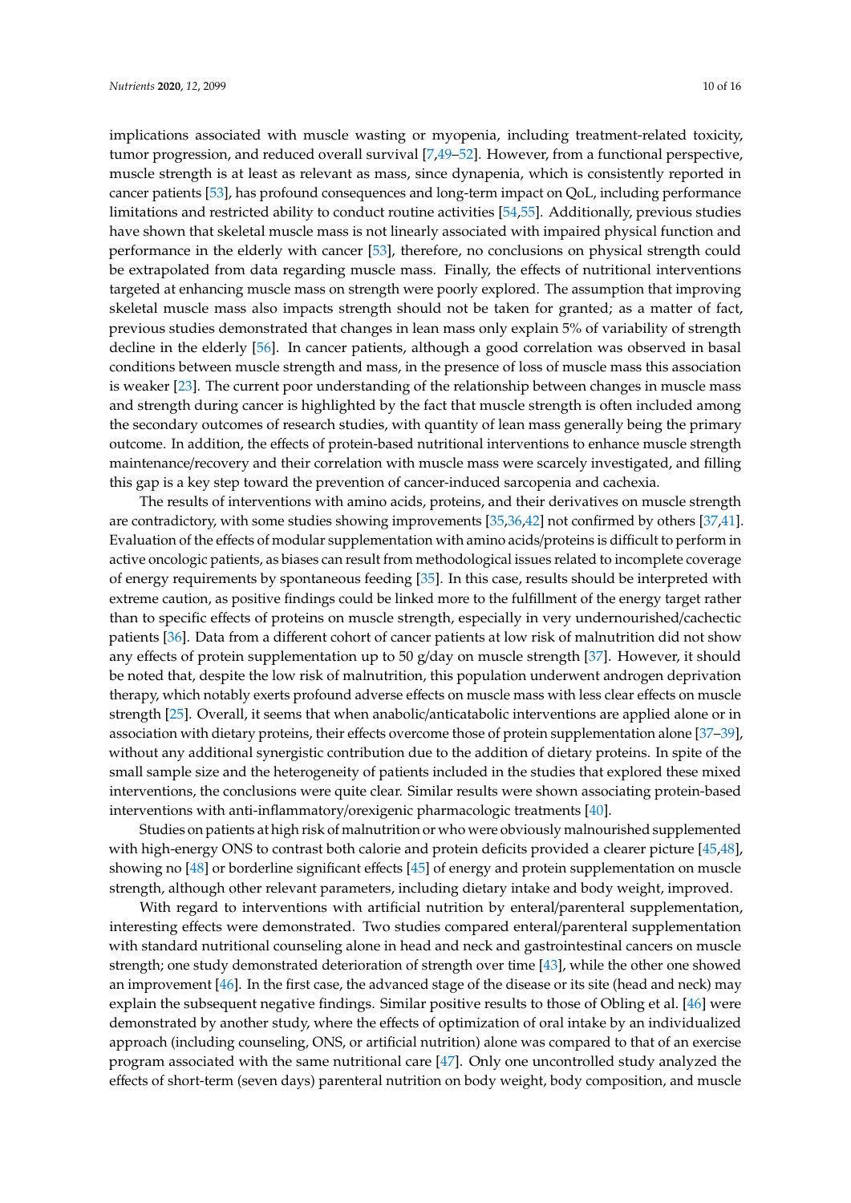implications associated with muscle wasting or myopenia, including treatment-related toxicity, tumor progression, and reduced overall survival [7,49–52]. However, from a functional perspective, muscle strength is at least as relevant as mass, since dynapenia, which is consistently reported in cancer patients [53], has profound consequences and long-term impact on QoL, including performance limitations and restricted ability to conduct routine activities [54,55]. Additionally, previous studies have shown that skeletal muscle mass is not linearly associated with impaired physical function and performance in the elderly with cancer [53], therefore, no conclusions on physical strength could be extrapolated from data regarding muscle mass. Finally, the effects of nutritional interventions targeted at enhancing muscle mass on strength were poorly explored. The assumption that improving skeletal muscle mass also impacts strength should not be taken for granted; as a matter of fact, previous studies demonstrated that changes in lean mass only explain 5% of variability of strength decline in the elderly [56]. In cancer patients, although a good correlation was observed in basal conditions between muscle strength and mass, in the presence of loss of muscle mass this association is weaker [23]. The current poor understanding of the relationship between changes in muscle mass and strength during cancer is highlighted by the fact that muscle strength is often included among the secondary outcomes of research studies, with quantity of lean mass generally being the primary outcome. In addition, the effects of protein-based nutritional interventions to enhance muscle strength maintenance/recovery and their correlation with muscle mass were scarcely investigated, and filling this gap is a key step toward the prevention of cancer-induced sarcopenia and cachexia.

The results of interventions with amino acids, proteins, and their derivatives on muscle strength are contradictory, with some studies showing improvements [35,36,42] not confirmed by others [37,41]. Evaluation of the effects of modular supplementation with amino acids/proteins is difficult to perform in active oncologic patients, as biases can result from methodological issues related to incomplete coverage of energy requirements by spontaneous feeding [35]. In this case, results should be interpreted with extreme caution, as positive findings could be linked more to the fulfillment of the energy target rather than to specific effects of proteins on muscle strength, especially in very undernourished/cachectic patients [36]. Data from a different cohort of cancer patients at low risk of malnutrition did not show any effects of protein supplementation up to 50 g/day on muscle strength [37]. However, it should be noted that, despite the low risk of malnutrition, this population underwent androgen deprivation therapy, which notably exerts profound adverse effects on muscle mass with less clear effects on muscle strength [25]. Overall, it seems that when anabolic/anticatabolic interventions are applied alone or in association with dietary proteins, their effects overcome those of protein supplementation alone [37–39], without any additional synergistic contribution due to the addition of dietary proteins. In spite of the small sample size and the heterogeneity of patients included in the studies that explored these mixed interventions, the conclusions were quite clear. Similar results were shown associating protein-based interventions with anti-inflammatory/orexigenic pharmacologic treatments [40].

Studies on patients at high risk of malnutrition or who were obviously malnourished supplemented with high-energy ONS to contrast both calorie and protein deficits provided a clearer picture [45,48], showing no [48] or borderline significant effects [45] of energy and protein supplementation on muscle strength, although other relevant parameters, including dietary intake and body weight, improved.

With regard to interventions with artificial nutrition by enteral/parenteral supplementation, interesting effects were demonstrated. Two studies compared enteral/parenteral supplementation with standard nutritional counseling alone in head and neck and gastrointestinal cancers on muscle strength; one study demonstrated deterioration of strength over time [43], while the other one showed an improvement [46]. In the first case, the advanced stage of the disease or its site (head and neck) may explain the subsequent negative findings. Similar positive results to those of Obling et al. [46] were demonstrated by another study, where the effects of optimization of oral intake by an individualized approach (including counseling, ONS, or artificial nutrition) alone was compared to that of an exercise program associated with the same nutritional care [47]. Only one uncontrolled study analyzed the effects of short-term (seven days) parenteral nutrition on body weight, body composition, and muscle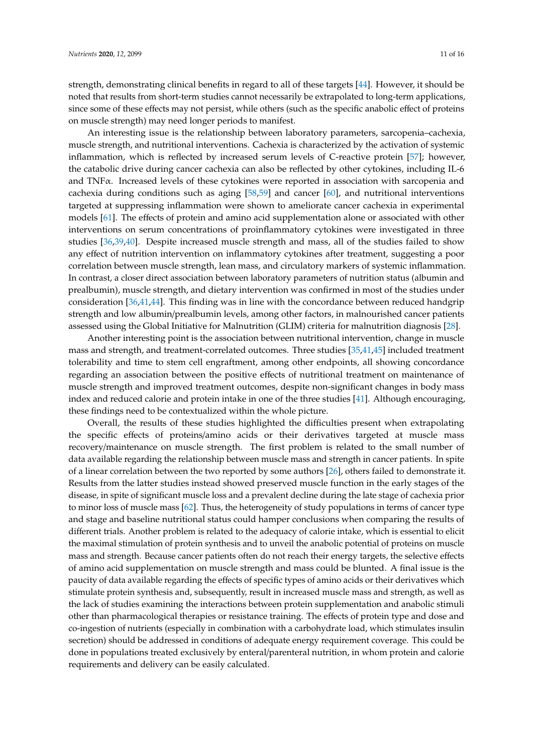strength, demonstrating clinical benefits in regard to all of these targets [44]. However, it should be noted that results from short-term studies cannot necessarily be extrapolated to long-term applications, since some of these effects may not persist, while others (such as the specific anabolic effect of proteins on muscle strength) may need longer periods to manifest.

An interesting issue is the relationship between laboratory parameters, sarcopenia–cachexia, muscle strength, and nutritional interventions. Cachexia is characterized by the activation of systemic inflammation, which is reflected by increased serum levels of C-reactive protein [57]; however, the catabolic drive during cancer cachexia can also be reflected by other cytokines, including IL-6 and TNF$\alpha$. Increased levels of these cytokines were reported in association with sarcopenia and cachexia during conditions such as aging [58,59] and cancer [60], and nutritional interventions targeted at suppressing inflammation were shown to ameliorate cancer cachexia in experimental models [61]. The effects of protein and amino acid supplementation alone or associated with other interventions on serum concentrations of proinflammatory cytokines were investigated in three studies [36,39,40]. Despite increased muscle strength and mass, all of the studies failed to show any effect of nutrition intervention on inflammatory cytokines after treatment, suggesting a poor correlation between muscle strength, lean mass, and circulatory markers of systemic inflammation. In contrast, a closer direct association between laboratory parameters of nutrition status (albumin and prealbumin), muscle strength, and dietary intervention was confirmed in most of the studies under consideration [36,41,44]. This finding was in line with the concordance between reduced handgrip strength and low albumin/prealbumin levels, among other factors, in malnourished cancer patients assessed using the Global Initiative for Malnutrition (GLIM) criteria for malnutrition diagnosis [28].

Another interesting point is the association between nutritional intervention, change in muscle mass and strength, and treatment-correlated outcomes. Three studies [35,41,45] included treatment tolerability and time to stem cell engraftment, among other endpoints, all showing concordance regarding an association between the positive effects of nutritional treatment on maintenance of muscle strength and improved treatment outcomes, despite non-significant changes in body mass index and reduced calorie and protein intake in one of the three studies [41]. Although encouraging, these findings need to be contextualized within the whole picture.

Overall, the results of these studies highlighted the difficulties present when extrapolating the specific effects of proteins/amino acids or their derivatives targeted at muscle mass recovery/maintenance on muscle strength. The first problem is related to the small number of data available regarding the relationship between muscle mass and strength in cancer patients. In spite of a linear correlation between the two reported by some authors [26], others failed to demonstrate it. Results from the latter studies instead showed preserved muscle function in the early stages of the disease, in spite of significant muscle loss and a prevalent decline during the late stage of cachexia prior to minor loss of muscle mass [62]. Thus, the heterogeneity of study populations in terms of cancer type and stage and baseline nutritional status could hamper conclusions when comparing the results of different trials. Another problem is related to the adequacy of calorie intake, which is essential to elicit the maximal stimulation of protein synthesis and to unveil the anabolic potential of proteins on muscle mass and strength. Because cancer patients often do not reach their energy targets, the selective effects of amino acid supplementation on muscle strength and mass could be blunted. A final issue is the paucity of data available regarding the effects of specific types of amino acids or their derivatives which stimulate protein synthesis and, subsequently, result in increased muscle mass and strength, as well as the lack of studies examining the interactions between protein supplementation and anabolic stimuli other than pharmacological therapies or resistance training. The effects of protein type and dose and co-ingestion of nutrients (especially in combination with a carbohydrate load, which stimulates insulin secretion) should be addressed in conditions of adequate energy requirement coverage. This could be done in populations treated exclusively by enteral/parenteral nutrition, in whom protein and calorie requirements and delivery can be easily calculated.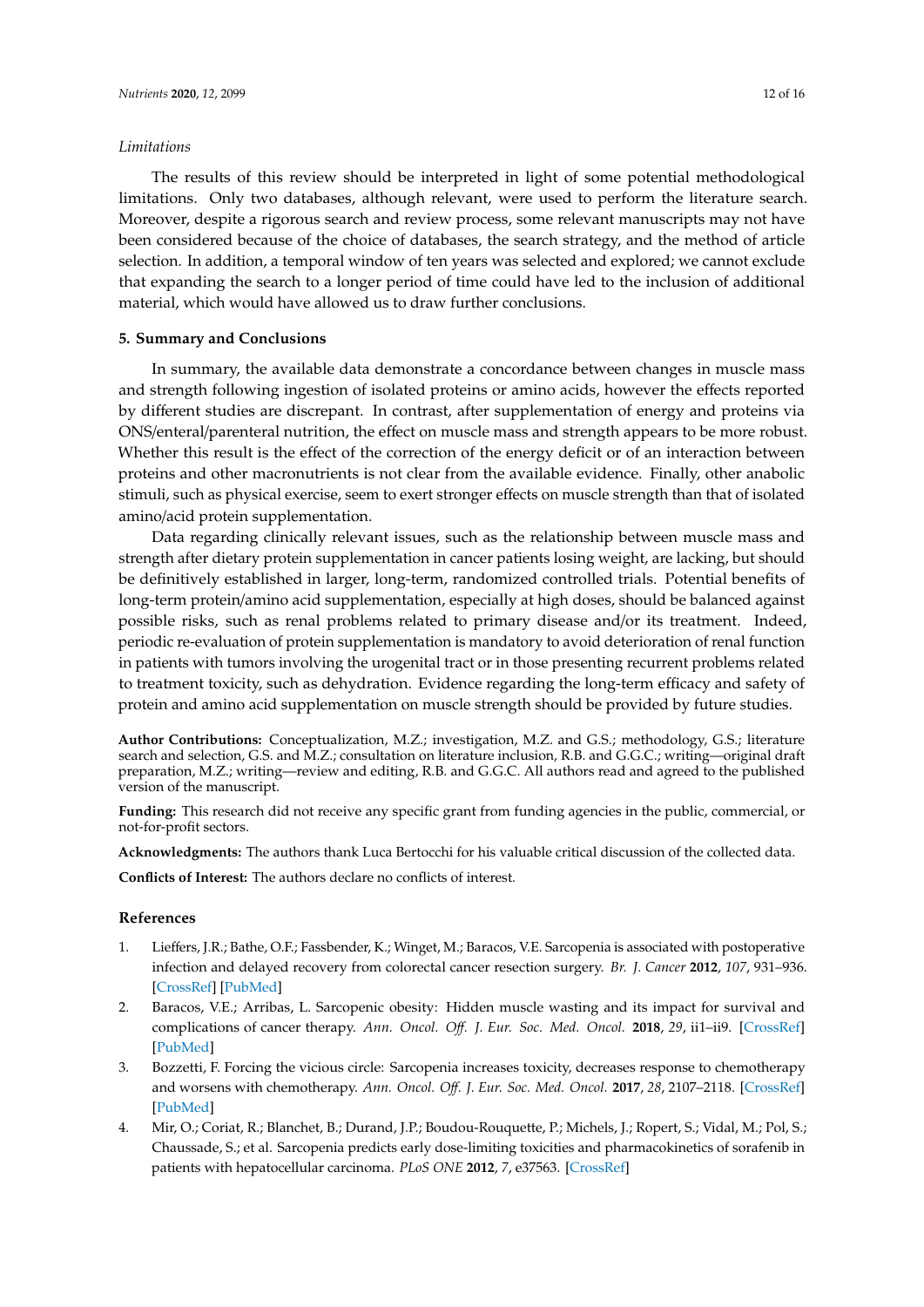*Limitations*

The results of this review should be interpreted in light of some potential methodological limitations. Only two databases, although relevant, were used to perform the literature search. Moreover, despite a rigorous search and review process, some relevant manuscripts may not have been considered because of the choice of databases, the search strategy, and the method of article selection. In addition, a temporal window of ten years was selected and explored; we cannot exclude that expanding the search to a longer period of time could have led to the inclusion of additional material, which would have allowed us to draw further conclusions.

## 5. Summary and Conclusions

In summary, the available data demonstrate a concordance between changes in muscle mass and strength following ingestion of isolated proteins or amino acids, however the effects reported by different studies are discrepant. In contrast, after supplementation of energy and proteins via ONS/enteral/parenteral nutrition, the effect on muscle mass and strength appears to be more robust. Whether this result is the effect of the correction of the energy deficit or of an interaction between proteins and other macronutrients is not clear from the available evidence. Finally, other anabolic stimuli, such as physical exercise, seem to exert stronger effects on muscle strength than that of isolated amino/acid protein supplementation.

Data regarding clinically relevant issues, such as the relationship between muscle mass and strength after dietary protein supplementation in cancer patients losing weight, are lacking, but should be definitively established in larger, long-term, randomized controlled trials. Potential benefits of long-term protein/amino acid supplementation, especially at high doses, should be balanced against possible risks, such as renal problems related to primary disease and/or its treatment. Indeed, periodic re-evaluation of protein supplementation is mandatory to avoid deterioration of renal function in patients with tumors involving the urogenital tract or in those presenting recurrent problems related to treatment toxicity, such as dehydration. Evidence regarding the long-term efficacy and safety of protein and amino acid supplementation on muscle strength should be provided by future studies.

**Author Contributions:** Conceptualization, M.Z.; investigation, M.Z. and G.S.; methodology, G.S.; literature search and selection, G.S. and M.Z.; consultation on literature inclusion, R.B. and G.G.C.; writing—original draft preparation, M.Z.; writing—review and editing, R.B. and G.G.C. All authors read and agreed to the published version of the manuscript.

**Funding:** This research did not receive any specific grant from funding agencies in the public, commercial, or not-for-profit sectors.

**Acknowledgments:** The authors thank Luca Bertocchi for his valuable critical discussion of the collected data.

**Conflicts of Interest:** The authors declare no conflicts of interest.

## References

1. Lieffers, J.R.; Bathe, O.F.; Fassbender, K.; Winget, M.; Baracos, V.E. Sarcopenia is associated with postoperative infection and delayed recovery from colorectal cancer resection surgery. *Br. J. Cancer* **2012**, *107*, 931–936. [CrossRef] [PubMed]
2. Baracos, V.E.; Arribas, L. Sarcopenic obesity: Hidden muscle wasting and its impact for survival and complications of cancer therapy. *Ann. Oncol. Off. J. Eur. Soc. Med. Oncol.* **2018**, *29*, ii1–ii9. [CrossRef] [PubMed]
3. Bozzetti, F. Forcing the vicious circle: Sarcopenia increases toxicity, decreases response to chemotherapy and worsens with chemotherapy. *Ann. Oncol. Off. J. Eur. Soc. Med. Oncol.* **2017**, *28*, 2107–2118. [CrossRef] [PubMed]
4. Mir, O.; Coriat, R.; Blanchet, B.; Durand, J.P.; Boudou-Rouquette, P.; Michels, J.; Ropert, S.; Vidal, M.; Pol, S.; Chaussade, S.; et al. Sarcopenia predicts early dose-limiting toxicities and pharmacokinetics of sorafenib in patients with hepatocellular carcinoma. *PLoS ONE* **2012**, *7*, e37563. [CrossRef]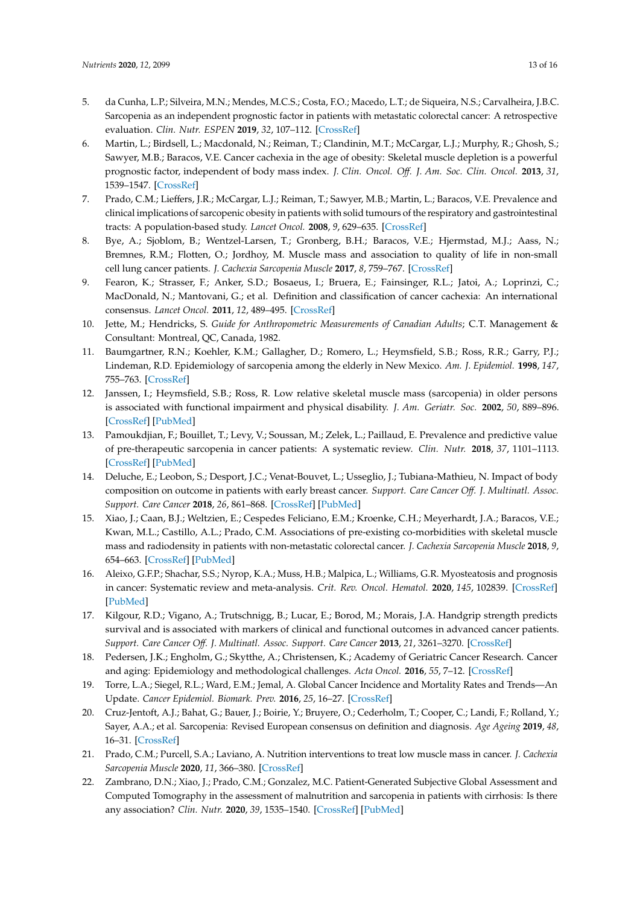5. da Cunha, L.P.; Silveira, M.N.; Mendes, M.C.S.; Costa, F.O.; Macedo, L.T.; de Siqueira, N.S.; Carvalheira, J.B.C. Sarcopenia as an independent prognostic factor in patients with metastatic colorectal cancer: A retrospective evaluation. *Clin. Nutr. ESPEN* **2019**, *32*, 107–112. [CrossRef]
6. Martin, L.; Birdsell, L.; Macdonald, N.; Reiman, T.; Clandinin, M.T.; McCargar, L.J.; Murphy, R.; Ghosh, S.; Sawyer, M.B.; Baracos, V.E. Cancer cachexia in the age of obesity: Skeletal muscle depletion is a powerful prognostic factor, independent of body mass index. *J. Clin. Oncol. Off. J. Am. Soc. Clin. Oncol.* **2013**, *31*, 1539–1547. [CrossRef]
7. Prado, C.M.; Lieffers, J.R.; McCargar, L.J.; Reiman, T.; Sawyer, M.B.; Martin, L.; Baracos, V.E. Prevalence and clinical implications of sarcopenic obesity in patients with solid tumours of the respiratory and gastrointestinal tracts: A population-based study. *Lancet Oncol.* **2008**, *9*, 629–635. [CrossRef]
8. Bye, A.; Sjoblom, B.; Wentzel-Larsen, T.; Gronberg, B.H.; Baracos, V.E.; Hjermstad, M.J.; Aass, N.; Bremnes, R.M.; Flotten, O.; Jordhoy, M. Muscle mass and association to quality of life in non-small cell lung cancer patients. *J. Cachexia Sarcopenia Muscle* **2017**, *8*, 759–767. [CrossRef]
9. Fearon, K.; Strasser, F.; Anker, S.D.; Bosaeus, I.; Bruera, E.; Fainsinger, R.L.; Jatoi, A.; Loprinzi, C.; MacDonald, N.; Mantovani, G.; et al. Definition and classification of cancer cachexia: An international consensus. *Lancet Oncol.* **2011**, *12*, 489–495. [CrossRef]
10. Jette, M.; Hendricks, S. *Guide for Anthropometric Measurements of Canadian Adults*; C.T. Management & Consultant: Montreal, QC, Canada, 1982.
11. Baumgartner, R.N.; Koehler, K.M.; Gallagher, D.; Romero, L.; Heymsfield, S.B.; Ross, R.R.; Garry, P.J.; Lindeman, R.D. Epidemiology of sarcopenia among the elderly in New Mexico. *Am. J. Epidemiol.* **1998**, *147*, 755–763. [CrossRef]
12. Janssen, I.; Heymsfield, S.B.; Ross, R. Low relative skeletal muscle mass (sarcopenia) in older persons is associated with functional impairment and physical disability. *J. Am. Geriatr. Soc.* **2002**, *50*, 889–896. [CrossRef] [PubMed]
13. Pamoukdjian, F.; Bouillet, T.; Levy, V.; Soussan, M.; Zelek, L.; Paillaud, E. Prevalence and predictive value of pre-therapeutic sarcopenia in cancer patients: A systematic review. *Clin. Nutr.* **2018**, *37*, 1101–1113. [CrossRef] [PubMed]
14. Deluche, E.; Leobon, S.; Desport, J.C.; Venat-Bouvet, L.; Usseglio, J.; Tubiana-Mathieu, N. Impact of body composition on outcome in patients with early breast cancer. *Support. Care Cancer Off. J. Multinatl. Assoc. Support. Care Cancer* **2018**, *26*, 861–868. [CrossRef] [PubMed]
15. Xiao, J.; Caan, B.J.; Weltzien, E.; Cespedes Feliciano, E.M.; Kroenke, C.H.; Meyerhardt, J.A.; Baracos, V.E.; Kwan, M.L.; Castillo, A.L.; Prado, C.M. Associations of pre-existing co-morbidities with skeletal muscle mass and radiodensity in patients with non-metastatic colorectal cancer. *J. Cachexia Sarcopenia Muscle* **2018**, *9*, 654–663. [CrossRef] [PubMed]
16. Aleixo, G.F.P.; Shachar, S.S.; Nyrop, K.A.; Muss, H.B.; Malpica, L.; Williams, G.R. Myosteatosis and prognosis in cancer: Systematic review and meta-analysis. *Crit. Rev. Oncol. Hematol.* **2020**, *145*, 102839. [CrossRef] [PubMed]
17. Kilgour, R.D.; Vigano, A.; Trutschnigg, B.; Lucar, E.; Borod, M.; Morais, J.A. Handgrip strength predicts survival and is associated with markers of clinical and functional outcomes in advanced cancer patients. *Support. Care Cancer Off. J. Multinatl. Assoc. Support. Care Cancer* **2013**, *21*, 3261–3270. [CrossRef]
18. Pedersen, J.K.; Engholm, G.; Skytthe, A.; Christensen, K.; Academy of Geriatric Cancer Research. Cancer and aging: Epidemiology and methodological challenges. *Acta Oncol.* **2016**, *55*, 7–12. [CrossRef]
19. Torre, L.A.; Siegel, R.L.; Ward, E.M.; Jemal, A. Global Cancer Incidence and Mortality Rates and Trends—An Update. *Cancer Epidemiol. Biomark. Prev.* **2016**, *25*, 16–27. [CrossRef]
20. Cruz-Jentoft, A.J.; Bahat, G.; Bauer, J.; Boirie, Y.; Bruyere, O.; Cederholm, T.; Cooper, C.; Landi, F.; Rolland, Y.; Sayer, A.A.; et al. Sarcopenia: Revised European consensus on definition and diagnosis. *Age Ageing* **2019**, *48*, 16–31. [CrossRef]
21. Prado, C.M.; Purcell, S.A.; Laviano, A. Nutrition interventions to treat low muscle mass in cancer. *J. Cachexia Sarcopenia Muscle* **2020**, *11*, 366–380. [CrossRef]
22. Zambrano, D.N.; Xiao, J.; Prado, C.M.; Gonzalez, M.C. Patient-Generated Subjective Global Assessment and Computed Tomography in the assessment of malnutrition and sarcopenia in patients with cirrhosis: Is there any association? *Clin. Nutr.* **2020**, *39*, 1535–1540. [CrossRef] [PubMed]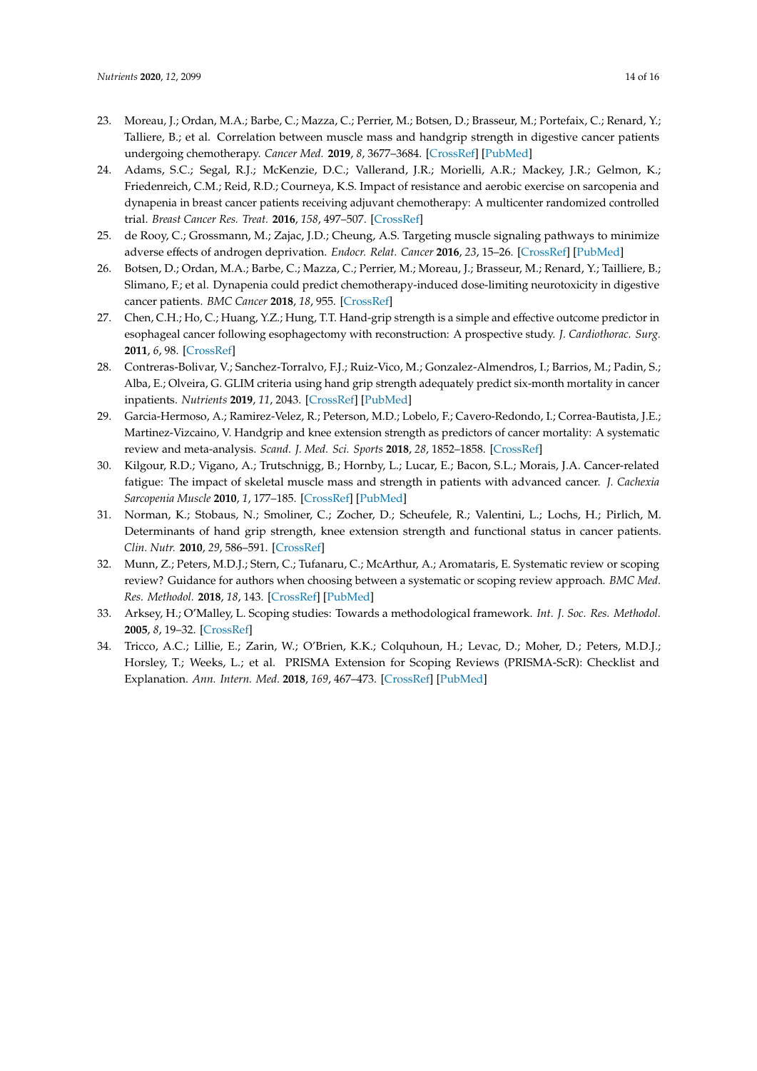23. Moreau, J.; Ordan, M.A.; Barbe, C.; Mazza, C.; Perrier, M.; Botsen, D.; Brasseur, M.; Portefaix, C.; Renard, Y.; Talliere, B.; et al. Correlation between muscle mass and handgrip strength in digestive cancer patients undergoing chemotherapy. *Cancer Med.* **2019**, *8*, 3677–3684. [CrossRef] [PubMed]
24. Adams, S.C.; Segal, R.J.; McKenzie, D.C.; Vallerand, J.R.; Morielli, A.R.; Mackey, J.R.; Gelmon, K.; Friedenreich, C.M.; Reid, R.D.; Courneya, K.S. Impact of resistance and aerobic exercise on sarcopenia and dynapenia in breast cancer patients receiving adjuvant chemotherapy: A multicenter randomized controlled trial. *Breast Cancer Res. Treat.* **2016**, *158*, 497–507. [CrossRef]
25. de Rooy, C.; Grossmann, M.; Zajac, J.D.; Cheung, A.S. Targeting muscle signaling pathways to minimize adverse effects of androgen deprivation. *Endocr. Relat. Cancer* **2016**, *23*, 15–26. [CrossRef] [PubMed]
26. Botsen, D.; Ordan, M.A.; Barbe, C.; Mazza, C.; Perrier, M.; Moreau, J.; Brasseur, M.; Renard, Y.; Tailliere, B.; Slimano, F.; et al. Dynapenia could predict chemotherapy-induced dose-limiting neurotoxicity in digestive cancer patients. *BMC Cancer* **2018**, *18*, 955. [CrossRef]
27. Chen, C.H.; Ho, C.; Huang, Y.Z.; Hung, T.T. Hand-grip strength is a simple and effective outcome predictor in esophageal cancer following esophagectomy with reconstruction: A prospective study. *J. Cardiothorac. Surg.* **2011**, *6*, 98. [CrossRef]
28. Contreras-Bolivar, V.; Sanchez-Torralvo, F.J.; Ruiz-Vico, M.; Gonzalez-Almendros, I.; Barrios, M.; Padin, S.; Alba, E.; Olveira, G. GLIM criteria using hand grip strength adequately predict six-month mortality in cancer inpatients. *Nutrients* **2019**, *11*, 2043. [CrossRef] [PubMed]
29. Garcia-Hermoso, A.; Ramirez-Velez, R.; Peterson, M.D.; Lobelo, F.; Cavero-Redondo, I.; Correa-Bautista, J.E.; Martinez-Vizcaino, V. Handgrip and knee extension strength as predictors of cancer mortality: A systematic review and meta-analysis. *Scand. J. Med. Sci. Sports* **2018**, *28*, 1852–1858. [CrossRef]
30. Kilgour, R.D.; Vigano, A.; Trutschnigg, B.; Hornby, L.; Lucar, E.; Bacon, S.L.; Morais, J.A. Cancer-related fatigue: The impact of skeletal muscle mass and strength in patients with advanced cancer. *J. Cachexia Sarcopenia Muscle* **2010**, *1*, 177–185. [CrossRef] [PubMed]
31. Norman, K.; Stobaus, N.; Smoliner, C.; Zocher, D.; Scheufele, R.; Valentini, L.; Lochs, H.; Pirlich, M. Determinants of hand grip strength, knee extension strength and functional status in cancer patients. *Clin. Nutr.* **2010**, *29*, 586–591. [CrossRef]
32. Munn, Z.; Peters, M.D.J.; Stern, C.; Tufanaru, C.; McArthur, A.; Aromataris, E. Systematic review or scoping review? Guidance for authors when choosing between a systematic or scoping review approach. *BMC Med. Res. Methodol.* **2018**, *18*, 143. [CrossRef] [PubMed]
33. Arksey, H.; O'Malley, L. Scoping studies: Towards a methodological framework. *Int. J. Soc. Res. Methodol.* **2005**, *8*, 19–32. [CrossRef]
34. Tricco, A.C.; Lillie, E.; Zarin, W.; O'Brien, K.K.; Colquhoun, H.; Levac, D.; Moher, D.; Peters, M.D.J.; Horsley, T.; Weeks, L.; et al. PRISMA Extension for Scoping Reviews (PRISMA-ScR): Checklist and Explanation. *Ann. Intern. Med.* **2018**, *169*, 467–473. [CrossRef] [PubMed]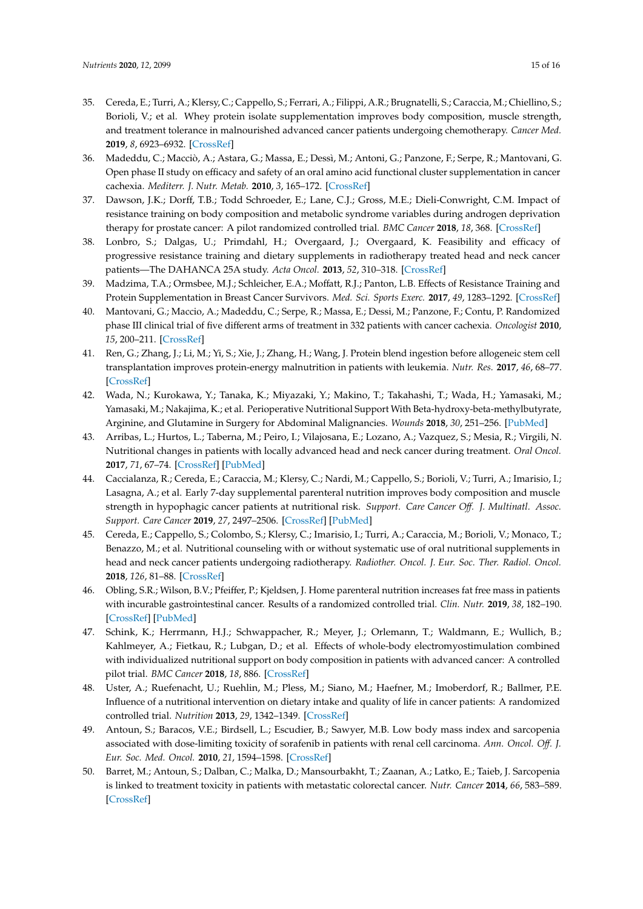35. Cereda, E.; Turri, A.; Klersy, C.; Cappello, S.; Ferrari, A.; Filippi, A.R.; Brugnatelli, S.; Caraccia, M.; Chiellino, S.; Borioli, V.; et al. Whey protein isolate supplementation improves body composition, muscle strength, and treatment tolerance in malnourished advanced cancer patients undergoing chemotherapy. *Cancer Med.* **2019**, *8*, 6923–6932. [CrossRef]
36. Madeddu, C.; Macciò, A.; Astara, G.; Massa, E.; Dessì, M.; Antoni, G.; Panzone, F.; Serpe, R.; Mantovani, G. Open phase II study on efficacy and safety of an oral amino acid functional cluster supplementation in cancer cachexia. *Mediterr. J. Nutr. Metab.* **2010**, *3*, 165–172. [CrossRef]
37. Dawson, J.K.; Dorff, T.B.; Todd Schroeder, E.; Lane, C.J.; Gross, M.E.; Dieli-Conwright, C.M. Impact of resistance training on body composition and metabolic syndrome variables during androgen deprivation therapy for prostate cancer: A pilot randomized controlled trial. *BMC Cancer* **2018**, *18*, 368. [CrossRef]
38. Lonbro, S.; Dalgas, U.; Primdahl, H.; Overgaard, J.; Overgaard, K. Feasibility and efficacy of progressive resistance training and dietary supplements in radiotherapy treated head and neck cancer patients—The DAHANCA 25A study. *Acta Oncol.* **2013**, *52*, 52, 310–318. [CrossRef]
39. Madzima, T.A.; Ormsbee, M.J.; Schleicher, E.A.; Moffatt, R.J.; Panton, L.B. Effects of Resistance Training and Protein Supplementation in Breast Cancer Survivors. *Med. Sci. Sports Exerc.* **2017**, *49*, 1283–1292. [CrossRef]
40. Mantovani, G.; Maccio, A.; Madeddu, C.; Serpe, R.; Massa, E.; Dessi, M.; Panzone, F.; Contu, P. Randomized phase III clinical trial of five different arms of treatment in 332 patients with cancer cachexia. *Oncologist* **2010**, *15*, 200–211. [CrossRef]
41. Ren, G.; Zhang, J.; Li, M.; Yi, S.; Xie, J.; Zhang, H.; Wang, J. Protein blend ingestion before allogeneic stem cell transplantation improves protein-energy malnutrition in patients with leukemia. *Nutr. Res.* **2017**, *46*, 68–77. [CrossRef]
42. Wada, N.; Kurokawa, Y.; Tanaka, K.; Miyazaki, Y.; Makino, T.; Takahashi, T.; Wada, H.; Yamasaki, M.; Yamasaki, M.; Nakajima, K.; et al. Perioperative Nutritional Support With Beta-hydroxy-beta-methylbutyrate, Arginine, and Glutamine in Surgery for Abdominal Malignancies. *Wounds* **2018**, *30*, 251–256. [PubMed]
43. Arribas, L.; Hurtos, L.; Taberna, M.; Peiro, I.; Vilajosana, E.; Lozano, A.; Vazquez, S.; Mesia, R.; Virgili, N. Nutritional changes in patients with locally advanced head and neck cancer during treatment. *Oral Oncol.* **2017**, *71*, 67–74. [CrossRef] [PubMed]
44. Caccialanza, R.; Cereda, E.; Caraccia, M.; Klersy, C.; Nardi, M.; Cappello, S.; Borioli, V.; Turri, A.; Imarisio, I.; Lasagna, A.; et al. Early 7-day supplemental parenteral nutrition improves body composition and muscle strength in hypophagic cancer patients at nutritional risk. *Support. Care Cancer Off. J. Multinatl. Assoc. Support. Care Cancer* **2019**, *27*, 2497–2506. [CrossRef] [PubMed]
45. Cereda, E.; Cappello, S.; Colombo, S.; Klersy, C.; Imarisio, I.; Turri, A.; Caraccia, M.; Borioli, V.; Monaco, T.; Benazzo, M.; et al. Nutritional counseling with or without systematic use of oral nutritional supplements in head and neck cancer patients undergoing radiotherapy. *Radiother. Oncol. J. Eur. Soc. Ther. Radiol. Oncol.* **2018**, *126*, 81–88. [CrossRef]
46. Obling, S.R.; Wilson, B.V.; Pfeiffer, P.; Kjeldsen, J. Home parenteral nutrition increases fat free mass in patients with incurable gastrointestinal cancer. Results of a randomized controlled trial. *Clin. Nutr.* **2019**, *38*, 182–190. [CrossRef] [PubMed]
47. Schink, K.; Herrmann, H.J.; Schwappacher, R.; Meyer, J.; Orlemann, T.; Waldmann, E.; Wullich, B.; Kahlmeyer, A.; Fietkau, R.; Lubgan, D.; et al. Effects of whole-body electromyostimulation combined with individualized nutritional support on body composition in patients with advanced cancer: A controlled pilot trial. *BMC Cancer* **2018**, *18*, 886. [CrossRef]
48. Uster, A.; Ruefenacht, U.; Ruehlin, M.; Pless, M.; Siano, M.; Haefner, M.; Imoberdorf, R.; Ballmer, P.E. Influence of a nutritional intervention on dietary intake and quality of life in cancer patients: A randomized controlled trial. *Nutrition* **2013**, *29*, 1342–1349. [CrossRef]
49. Antoun, S.; Baracos, V.E.; Birdsell, L.; Escudier, B.; Sawyer, M.B. Low body mass index and sarcopenia associated with dose-limiting toxicity of sorafenib in patients with renal cell carcinoma. *Ann. Oncol. Off. J. Eur. Soc. Med. Oncol.* **2010**, *21*, 1594–1598. [CrossRef]
50. Barret, M.; Antoun, S.; Dalban, C.; Malka, D.; Mansourbakht, T.; Zaanan, A.; Latko, E.; Taieb, J. Sarcopenia is linked to treatment toxicity in patients with metastatic colorectal cancer. *Nutr. Cancer* **2014**, *66*, 583–589. [CrossRef]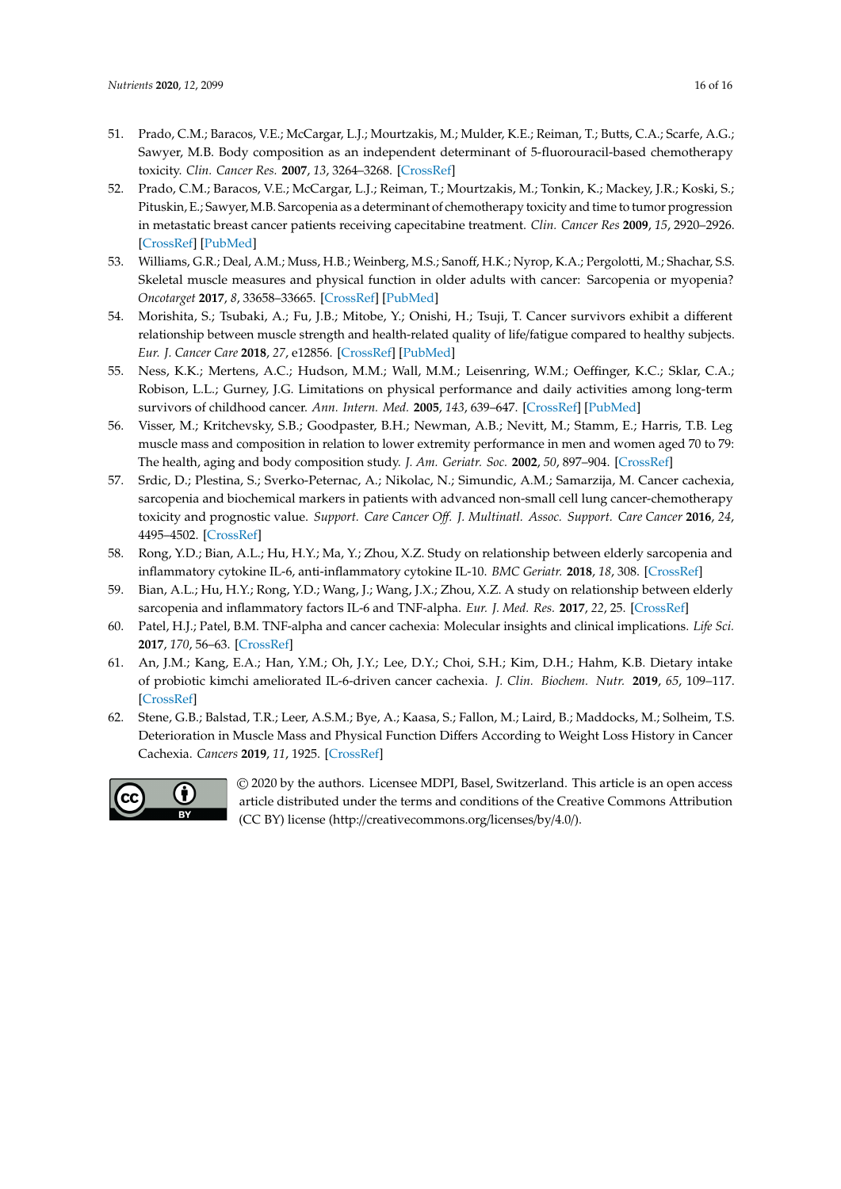51. Prado, C.M.; Baracos, V.E.; McCargar, L.J.; Mourtzakis, M.; Mulder, K.E.; Reiman, T.; Butts, C.A.; Scarfe, A.G.; Sawyer, M.B. Body composition as an independent determinant of 5-fluorouracil-based chemotherapy toxicity. *Clin. Cancer Res.* **2007**, *13*, 3264–3268. [CrossRef]
52. Prado, C.M.; Baracos, V.E.; McCargar, L.J.; Reiman, T.; Mourtzakis, M.; Tonkin, K.; Mackey, J.R.; Koski, S.; Pituskin, E.; Sawyer, M.B. Sarcopenia as a determinant of chemotherapy toxicity and time to tumor progression in metastatic breast cancer patients receiving capecitabine treatment. *Clin. Cancer Res* **2009**, *15*, 2920–2926. [CrossRef] [PubMed]
53. Williams, G.R.; Deal, A.M.; Muss, H.B.; Weinberg, M.S.; Sanoff, H.K.; Nyrop, K.A.; Pergolotti, M.; Shachar, S.S. Skeletal muscle measures and physical function in older adults with cancer: Sarcopenia or myopenia? *Oncotarget* **2017**, *8*, 33658–33665. [CrossRef] [PubMed]
54. Morishita, S.; Tsubaki, A.; Fu, J.B.; Mitobe, Y.; Onishi, H.; Tsuji, T. Cancer survivors exhibit a different relationship between muscle strength and health-related quality of life/fatigue compared to healthy subjects. *Eur. J. Cancer Care* **2018**, *27*, e12856. [CrossRef] [PubMed]
55. Ness, K.K.; Mertens, A.C.; Hudson, M.M.; Wall, M.M.; Leisenring, W.M.; Oeffinger, K.C.; Sklar, C.A.; Robison, L.L.; Gurney, J.G. Limitations on physical performance and daily activities among long-term survivors of childhood cancer. *Ann. Intern. Med.* **2005**, *143*, 639–647. [CrossRef] [PubMed]
56. Visser, M.; Kritchevsky, S.B.; Goodpaster, B.H.; Newman, A.B.; Nevitt, M.; Stamm, E.; Harris, T.B. Leg muscle mass and composition in relation to lower extremity performance in men and women aged 70 to 79: The health, aging and body composition study. *J. Am. Geriatr. Soc.* **2002**, *50*, 897–904. [CrossRef]
57. Srdic, D.; Plestina, S.; Sverko-Peternac, A.; Nikolac, N.; Simundic, A.M.; Samarzija, M. Cancer cachexia, sarcopenia and biochemical markers in patients with advanced non-small cell lung cancer-chemotherapy toxicity and prognostic value. *Support. Care Cancer Off. J. Multinatl. Assoc. Support. Care Cancer* **2016**, *24*, 4495–4502. [CrossRef]
58. Rong, Y.D.; Bian, A.L.; Hu, H.Y.; Ma, Y.; Zhou, X.Z. Study on relationship between elderly sarcopenia and inflammatory cytokine IL-6, anti-inflammatory cytokine IL-10. *BMC Geriatr.* **2018**, *18*, 308. [CrossRef]
59. Bian, A.L.; Hu, H.Y.; Rong, Y.D.; Wang, J.; Wang, J.X.; Zhou, X.Z. A study on relationship between elderly sarcopenia and inflammatory factors IL-6 and TNF-alpha. *Eur. J. Med. Res.* **2017**, *22*, 25. [CrossRef]
60. Patel, H.J.; Patel, B.M. TNF-alpha and cancer cachexia: Molecular insights and clinical implications. *Life Sci.* **2017**, *170*, 56–63. [CrossRef]
61. An, J.M.; Kang, E.A.; Han, Y.M.; Oh, J.Y.; Lee, D.Y.; Choi, S.H.; Kim, D.H.; Hahm, K.B. Dietary intake of probiotic kimchi ameliorated IL-6-driven cancer cachexia. *J. Clin. Biochem. Nutr.* **2019**, *65*, 109–117. [CrossRef]
62. Stene, G.B.; Balstad, T.R.; Leer, A.S.M.; Bye, A.; Kaasa, S.; Fallon, M.; Laird, B.; Maddocks, M.; Solheim, T.S. Deterioration in Muscle Mass and Physical Function Differs According to Weight Loss History in Cancer Cachexia. *Cancers* **2019**, *11*, 1925. [CrossRef]

© 2020 by the authors. Licensee MDPI, Basel, Switzerland. This article is an open access article distributed under the terms and conditions of the Creative Commons Attribution (CC BY) license (http://creativecommons.org/licenses/by/4.0/).